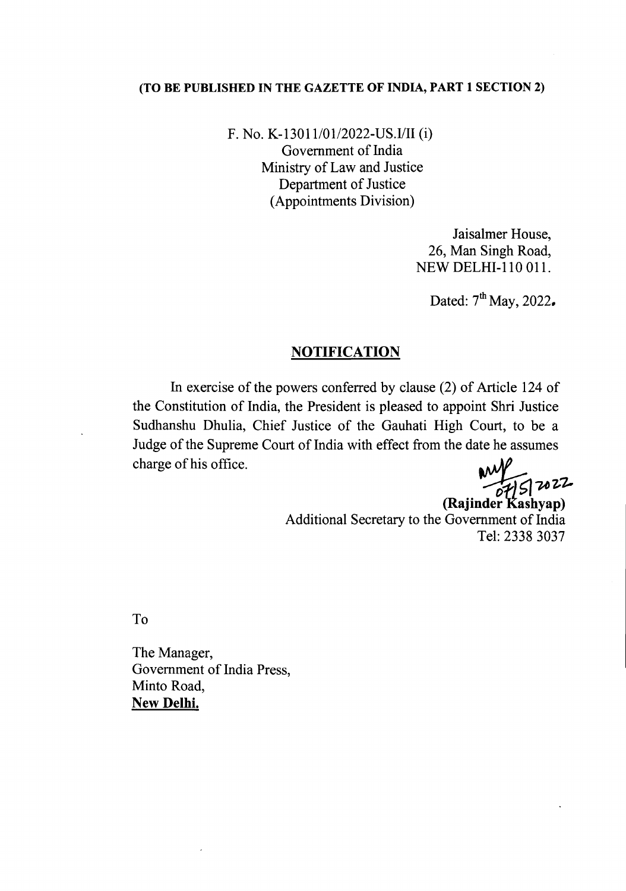**(TO BE PUBLISHED IN THE GAZETTE OF INDIA, PART 1 SECTION 2)**

F. No. K-13011/01/2022-US.I/II (i)
Government of India
Ministry of Law and Justice
Department of Justice
(Appointments Division)

Jaisalmer House,
26, Man Singh Road,
NEW DELHI-110 011.

Dated: 7th May, 2022.

## NOTIFICATION

In exercise of the powers conferred by clause (2) of Article 124 of the Constitution of India, the President is pleased to appoint Shri Justice Sudhanshu Dhulia, Chief Justice of the Gauhati High Court, to be a Judge of the Supreme Court of India with effect from the date he assumes charge of his office.

07/5/2022
**(Rajinder Kashyap)**
Additional Secretary to the Government of India
Tel: 2338 3037

To

The Manager,
Government of India Press,
Minto Road,
**New Delhi.**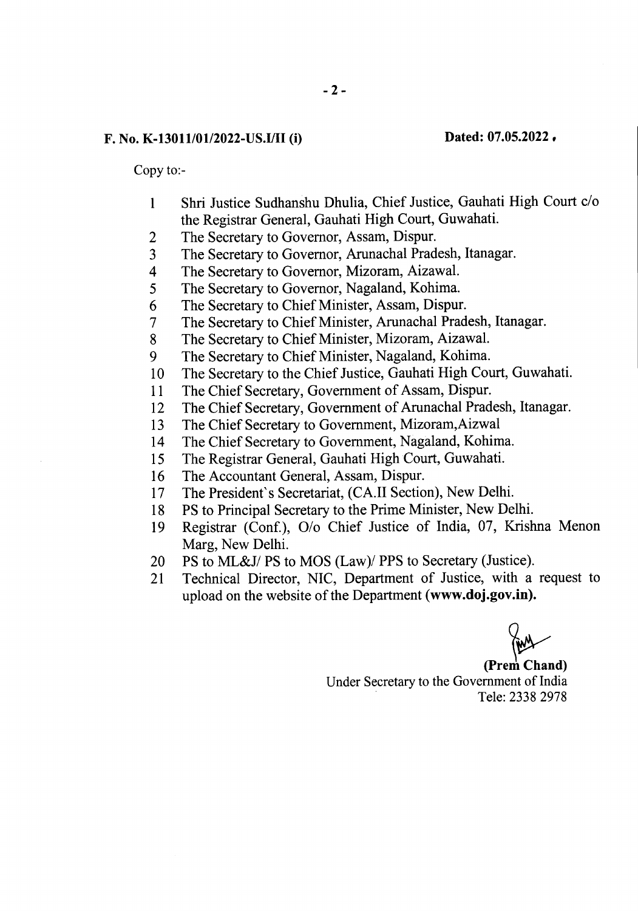**F. No. K-13011/01/2022-US.I/II (i)** **Dated: 07.05.2022.**

Copy to:-

1. Shri Justice Sudhanshu Dhulia, Chief Justice, Gauhati High Court c/o the Registrar General, Gauhati High Court, Guwahati.
2. The Secretary to Governor, Assam, Dispur.
3. The Secretary to Governor, Arunachal Pradesh, Itanagar.
4. The Secretary to Governor, Mizoram, Aizawal.
5. The Secretary to Governor, Nagaland, Kohima.
6. The Secretary to Chief Minister, Assam, Dispur.
7. The Secretary to Chief Minister, Arunachal Pradesh, Itanagar.
8. The Secretary to Chief Minister, Mizoram, Aizawal.
9. The Secretary to Chief Minister, Nagaland, Kohima.
10. The Secretary to the Chief Justice, Gauhati High Court, Guwahati.
11. The Chief Secretary, Government of Assam, Dispur.
12. The Chief Secretary, Government of Arunachal Pradesh, Itanagar.
13. The Chief Secretary to Government, Mizoram,Aizwal
14. The Chief Secretary to Government, Nagaland, Kohima.
15. The Registrar General, Gauhati High Court, Guwahati.
16. The Accountant General, Assam, Dispur.
17. The President's Secretariat, (CA.II Section), New Delhi.
18. PS to Principal Secretary to the Prime Minister, New Delhi.
19. Registrar (Conf.), O/o Chief Justice of India, 07, Krishna Menon Marg, New Delhi.
20. PS to ML&J/ PS to MOS (Law)/ PPS to Secretary (Justice).
21. Technical Director, NIC, Department of Justice, with a request to upload on the website of the Department **(www.doj.gov.in).**

**(Prem Chand)**
Under Secretary to the Government of India
Tele: 2338 2978